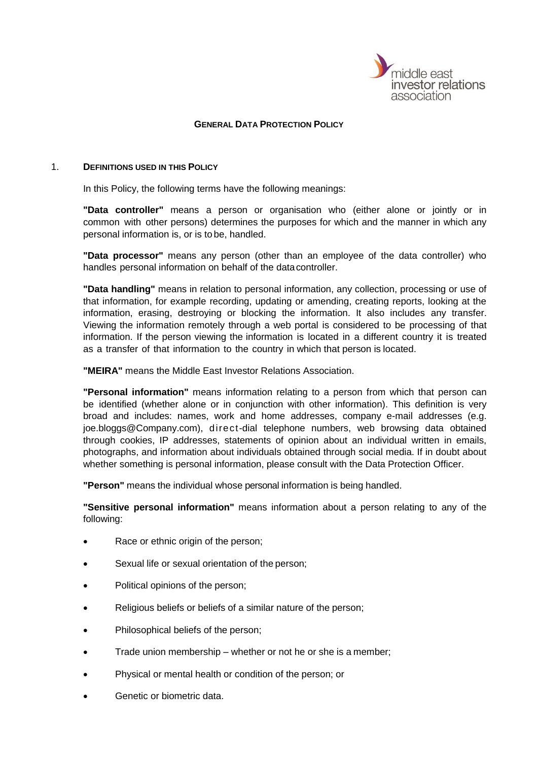# General Data Protection Policy

## 1. Definitions used in this Policy

In this Policy, the following terms have the following meanings:

**"Data controller"** means a person or organisation who (either alone or jointly or in common with other persons) determines the purposes for which and the manner in which any personal information is, or is to be, handled.

**"Data processor"** means any person (other than an employee of the data controller) who handles personal information on behalf of the data controller.

**"Data handling"** means in relation to personal information, any collection, processing or use of that information, for example recording, updating or amending, creating reports, looking at the information, erasing, destroying or blocking the information. It also includes any transfer. Viewing the information remotely through a web portal is considered to be processing of that information. If the person viewing the information is located in a different country it is treated as a transfer of that information to the country in which that person is located.

**"MEIRA"** means the Middle East Investor Relations Association.

**"Personal information"** means information relating to a person from which that person can be identified (whether alone or in conjunction with other information). This definition is very broad and includes: names, work and home addresses, company e-mail addresses (e.g. joe.bloggs@Company.com), direct-dial telephone numbers, web browsing data obtained through cookies, IP addresses, statements of opinion about an individual written in emails, photographs, and information about individuals obtained through social media. If in doubt about whether something is personal information, please consult with the Data Protection Officer.

**"Person"** means the individual whose personal information is being handled.

**"Sensitive personal information"** means information about a person relating to any of the following:

- Race or ethnic origin of the person;
- Sexual life or sexual orientation of the person;
- Political opinions of the person;
- Religious beliefs or beliefs of a similar nature of the person;
- Philosophical beliefs of the person;
- Trade union membership – whether or not he or she is a member;
- Physical or mental health or condition of the person; or
- Genetic or biometric data.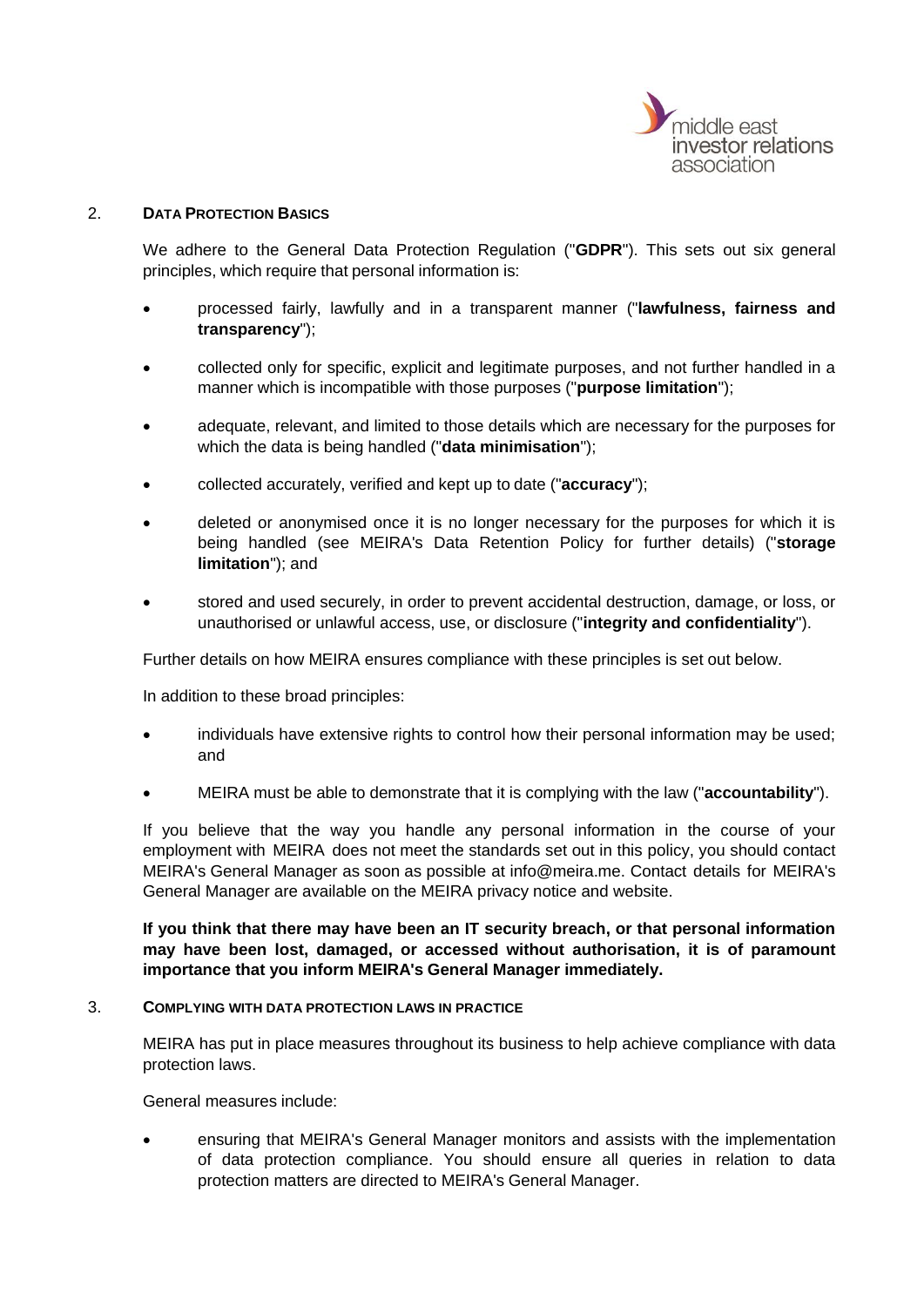## 2. DATA PROTECTION BASICS

We adhere to the General Data Protection Regulation ("**GDPR**"). This sets out six general principles, which require that personal information is:

- processed fairly, lawfully and in a transparent manner ("**lawfulness, fairness and transparency**");
- collected only for specific, explicit and legitimate purposes, and not further handled in a manner which is incompatible with those purposes ("**purpose limitation**");
- adequate, relevant, and limited to those details which are necessary for the purposes for which the data is being handled ("**data minimisation**");
- collected accurately, verified and kept up to date ("**accuracy**");
- deleted or anonymised once it is no longer necessary for the purposes for which it is being handled (see MEIRA's Data Retention Policy for further details) ("**storage limitation**"); and
- stored and used securely, in order to prevent accidental destruction, damage, or loss, or unauthorised or unlawful access, use, or disclosure ("**integrity and confidentiality**").

Further details on how MEIRA ensures compliance with these principles is set out below.

In addition to these broad principles:

- individuals have extensive rights to control how their personal information may be used; and
- MEIRA must be able to demonstrate that it is complying with the law ("**accountability**").

If you believe that the way you handle any personal information in the course of your employment with MEIRA does not meet the standards set out in this policy, you should contact MEIRA's General Manager as soon as possible at info@meira.me. Contact details for MEIRA's General Manager are available on the MEIRA privacy notice and website.

**If you think that there may have been an IT security breach, or that personal information may have been lost, damaged, or accessed without authorisation, it is of paramount importance that you inform MEIRA's General Manager immediately.**

## 3. COMPLYING WITH DATA PROTECTION LAWS IN PRACTICE

MEIRA has put in place measures throughout its business to help achieve compliance with data protection laws.

General measures include:

- ensuring that MEIRA's General Manager monitors and assists with the implementation of data protection compliance. You should ensure all queries in relation to data protection matters are directed to MEIRA's General Manager.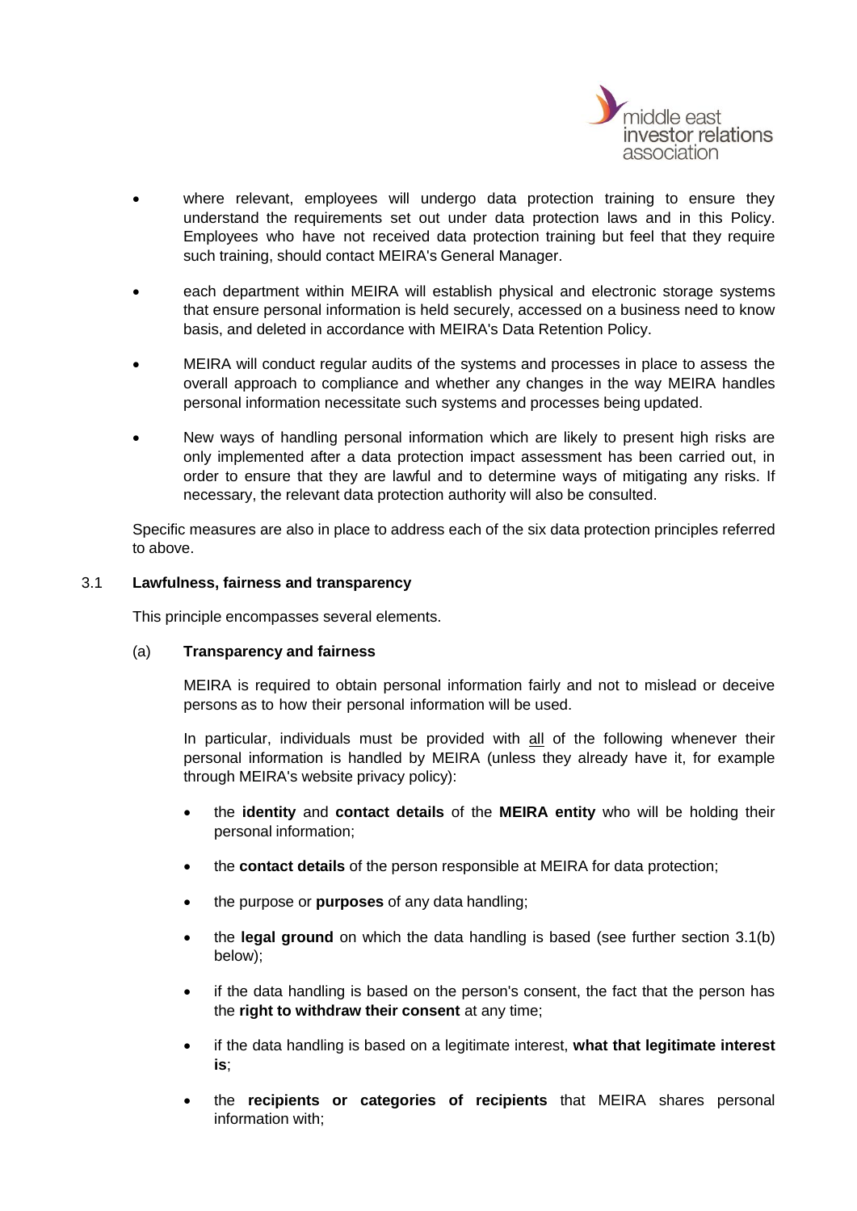- where relevant, employees will undergo data protection training to ensure they understand the requirements set out under data protection laws and in this Policy. Employees who have not received data protection training but feel that they require such training, should contact MEIRA's General Manager.
- each department within MEIRA will establish physical and electronic storage systems that ensure personal information is held securely, accessed on a business need to know basis, and deleted in accordance with MEIRA's Data Retention Policy.
- MEIRA will conduct regular audits of the systems and processes in place to assess the overall approach to compliance and whether any changes in the way MEIRA handles personal information necessitate such systems and processes being updated.
- New ways of handling personal information which are likely to present high risks are only implemented after a data protection impact assessment has been carried out, in order to ensure that they are lawful and to determine ways of mitigating any risks. If necessary, the relevant data protection authority will also be consulted.

Specific measures are also in place to address each of the six data protection principles referred to above.

### 3.1 Lawfulness, fairness and transparency

This principle encompasses several elements.

#### (a) Transparency and fairness

MEIRA is required to obtain personal information fairly and not to mislead or deceive persons as to how their personal information will be used.

In particular, individuals must be provided with <u>all</u> of the following whenever their personal information is handled by MEIRA (unless they already have it, for example through MEIRA's website privacy policy):

- the **identity** and **contact details** of the **MEIRA entity** who will be holding their personal information;
- the **contact details** of the person responsible at MEIRA for data protection;
- the purpose or **purposes** of any data handling;
- the **legal ground** on which the data handling is based (see further section 3.1(b) below);
- if the data handling is based on the person's consent, the fact that the person has the **right to withdraw their consent** at any time;
- if the data handling is based on a legitimate interest, **what that legitimate interest is**;
- the **recipients or categories of recipients** that MEIRA shares personal information with;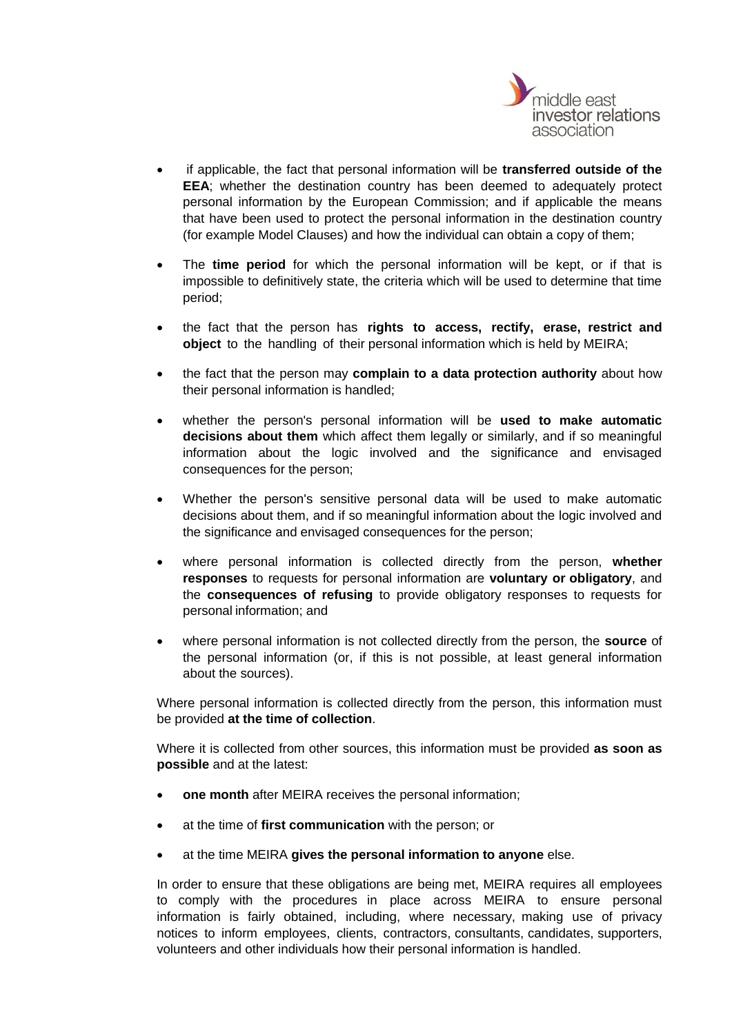- if applicable, the fact that personal information will be **transferred outside of the EEA**; whether the destination country has been deemed to adequately protect personal information by the European Commission; and if applicable the means that have been used to protect the personal information in the destination country (for example Model Clauses) and how the individual can obtain a copy of them;
- The **time period** for which the personal information will be kept, or if that is impossible to definitively state, the criteria which will be used to determine that time period;
- the fact that the person has **rights to access, rectify, erase, restrict and object** to the handling of their personal information which is held by MEIRA;
- the fact that the person may **complain to a data protection authority** about how their personal information is handled;
- whether the person's personal information will be **used to make automatic decisions about them** which affect them legally or similarly, and if so meaningful information about the logic involved and the significance and envisaged consequences for the person;
- Whether the person's sensitive personal data will be used to make automatic decisions about them, and if so meaningful information about the logic involved and the significance and envisaged consequences for the person;
- where personal information is collected directly from the person, **whether responses** to requests for personal information are **voluntary or obligatory**, and the **consequences of refusing** to provide obligatory responses to requests for personal information; and
- where personal information is not collected directly from the person, the **source** of the personal information (or, if this is not possible, at least general information about the sources).

Where personal information is collected directly from the person, this information must be provided **at the time of collection**.

Where it is collected from other sources, this information must be provided **as soon as possible** and at the latest:

- **one month** after MEIRA receives the personal information;
- at the time of **first communication** with the person; or
- at the time MEIRA **gives the personal information to anyone** else.

In order to ensure that these obligations are being met, MEIRA requires all employees to comply with the procedures in place across MEIRA to ensure personal information is fairly obtained, including, where necessary, making use of privacy notices to inform employees, clients, contractors, consultants, candidates, supporters, volunteers and other individuals how their personal information is handled.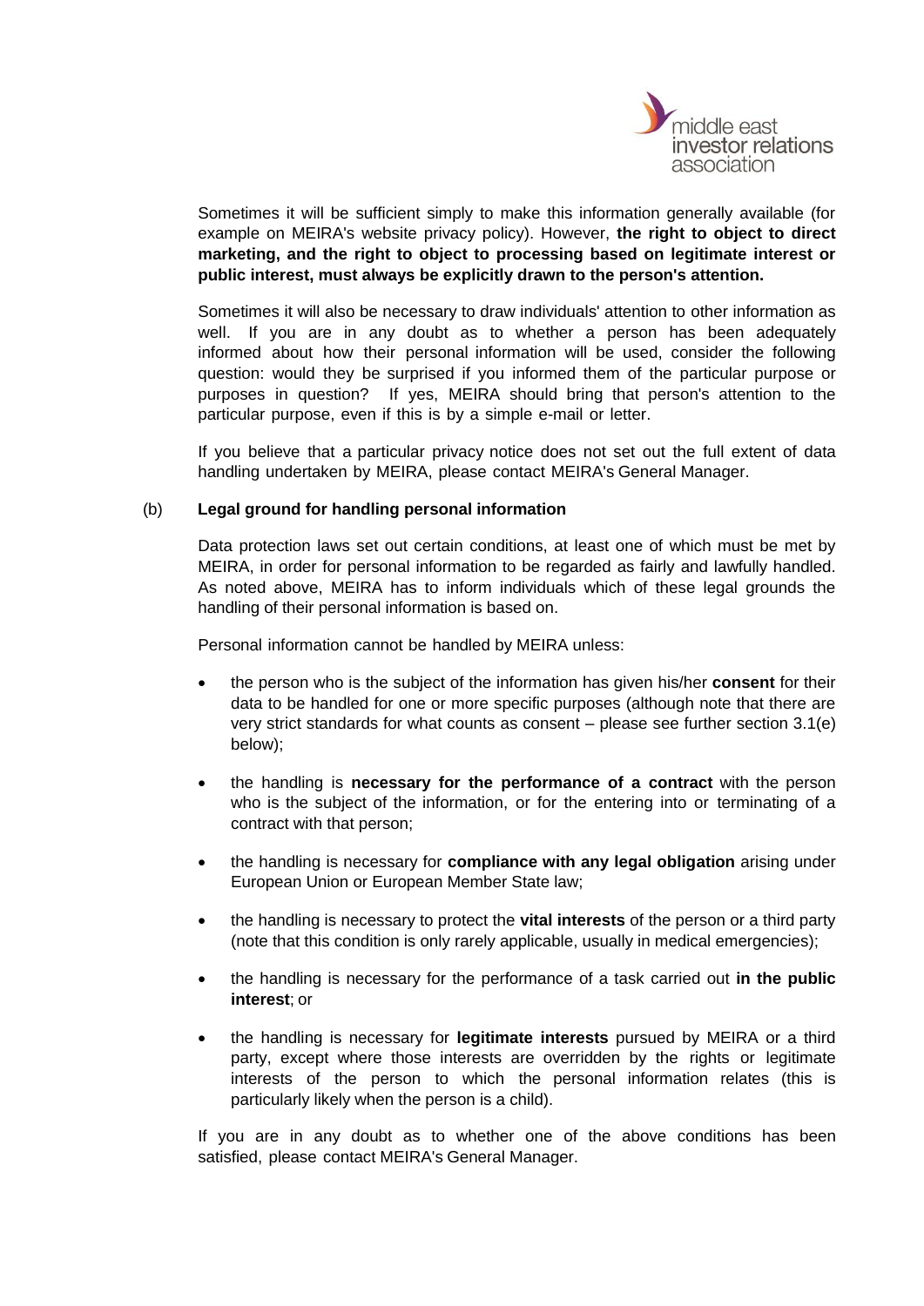Sometimes it will be sufficient simply to make this information generally available (for example on MEIRA's website privacy policy). However, **the right to object to direct marketing, and the right to object to processing based on legitimate interest or public interest, must always be explicitly drawn to the person's attention.**

Sometimes it will also be necessary to draw individuals' attention to other information as well. If you are in any doubt as to whether a person has been adequately informed about how their personal information will be used, consider the following question: would they be surprised if you informed them of the particular purpose or purposes in question? If yes, MEIRA should bring that person's attention to the particular purpose, even if this is by a simple e-mail or letter.

If you believe that a particular privacy notice does not set out the full extent of data handling undertaken by MEIRA, please contact MEIRA's General Manager.

(b) **Legal ground for handling personal information**

Data protection laws set out certain conditions, at least one of which must be met by MEIRA, in order for personal information to be regarded as fairly and lawfully handled. As noted above, MEIRA has to inform individuals which of these legal grounds the handling of their personal information is based on.

Personal information cannot be handled by MEIRA unless:

- the person who is the subject of the information has given his/her **consent** for their data to be handled for one or more specific purposes (although note that there are very strict standards for what counts as consent – please see further section 3.1(e) below);
- the handling is **necessary for the performance of a contract** with the person who is the subject of the information, or for the entering into or terminating of a contract with that person;
- the handling is necessary for **compliance with any legal obligation** arising under European Union or European Member State law;
- the handling is necessary to protect the **vital interests** of the person or a third party (note that this condition is only rarely applicable, usually in medical emergencies);
- the handling is necessary for the performance of a task carried out **in the public interest**; or
- the handling is necessary for **legitimate interests** pursued by MEIRA or a third party, except where those interests are overridden by the rights or legitimate interests of the person to which the personal information relates (this is particularly likely when the person is a child).

If you are in any doubt as to whether one of the above conditions has been satisfied, please contact MEIRA's General Manager.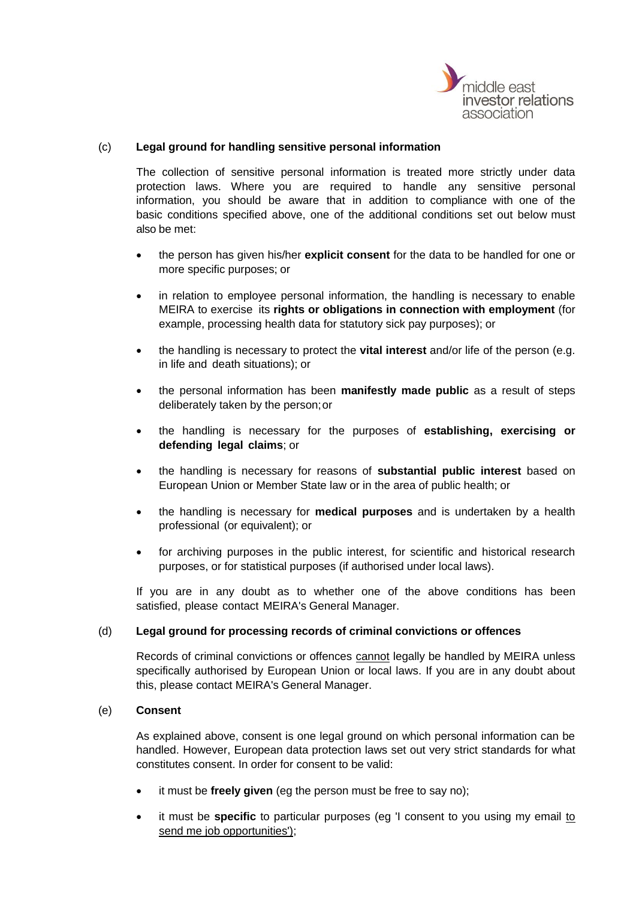(c) **Legal ground for handling sensitive personal information**

The collection of sensitive personal information is treated more strictly under data protection laws. Where you are required to handle any sensitive personal information, you should be aware that in addition to compliance with one of the basic conditions specified above, one of the additional conditions set out below must also be met:

- the person has given his/her **explicit consent** for the data to be handled for one or more specific purposes; or
- in relation to employee personal information, the handling is necessary to enable MEIRA to exercise its **rights or obligations in connection with employment** (for example, processing health data for statutory sick pay purposes); or
- the handling is necessary to protect the **vital interest** and/or life of the person (e.g. in life and death situations); or
- the personal information has been **manifestly made public** as a result of steps deliberately taken by the person; or
- the handling is necessary for the purposes of **establishing, exercising or defending legal claims**; or
- the handling is necessary for reasons of **substantial public interest** based on European Union or Member State law or in the area of public health; or
- the handling is necessary for **medical purposes** and is undertaken by a health professional (or equivalent); or
- for archiving purposes in the public interest, for scientific and historical research purposes, or for statistical purposes (if authorised under local laws).

If you are in any doubt as to whether one of the above conditions has been satisfied, please contact MEIRA's General Manager.

(d) **Legal ground for processing records of criminal convictions or offences**

Records of criminal convictions or offences <u>cannot</u> legally be handled by MEIRA unless specifically authorised by European Union or local laws. If you are in any doubt about this, please contact MEIRA's General Manager.

(e) **Consent**

As explained above, consent is one legal ground on which personal information can be handled. However, European data protection laws set out very strict standards for what constitutes consent. In order for consent to be valid:

- it must be **freely given** (eg the person must be free to say no);
- it must be **specific** to particular purposes (eg 'I consent to you using my email <u>to send me job opportunities'</u>);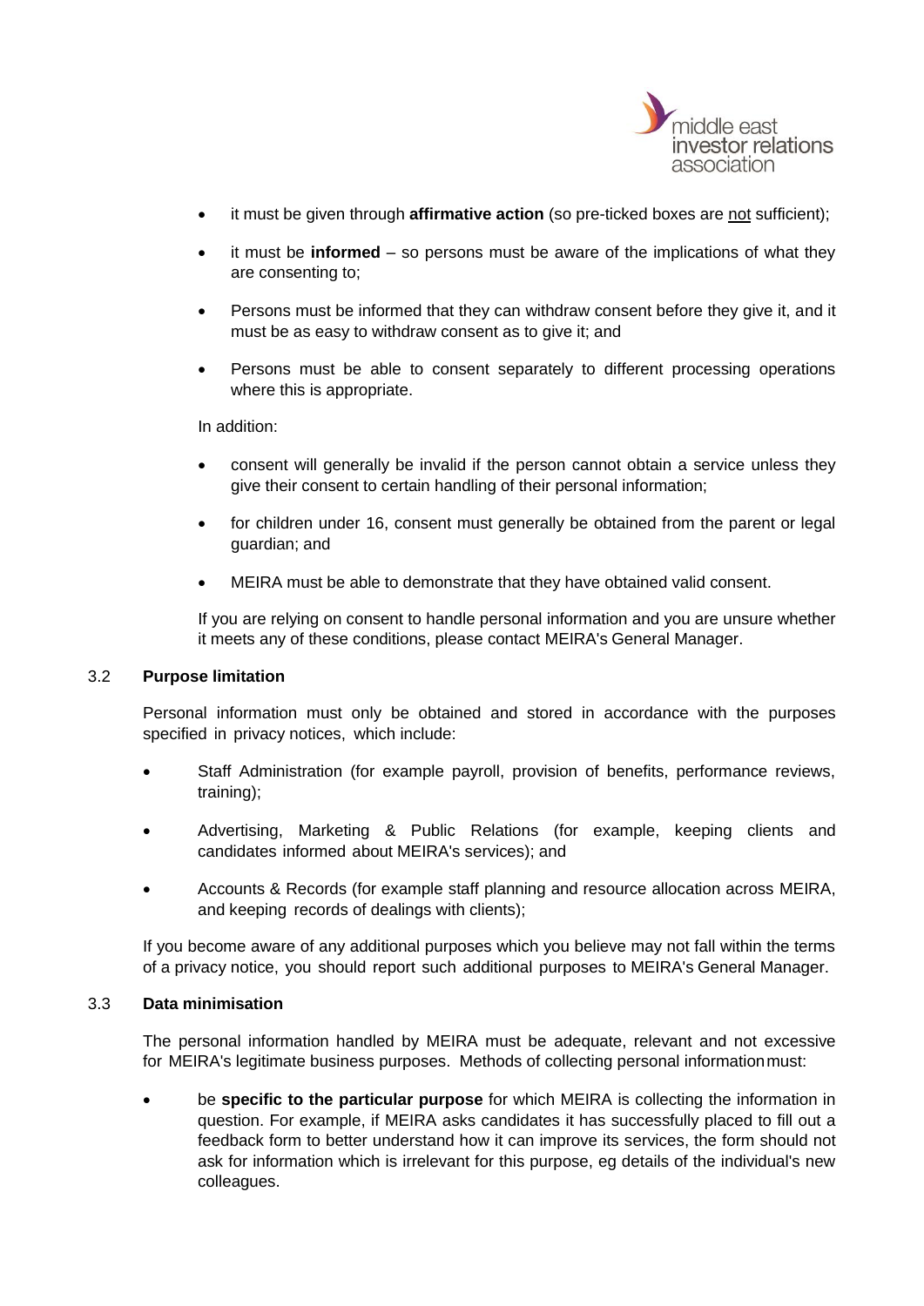- it must be given through **affirmative action** (so pre-ticked boxes are <u>not</u> sufficient);
- it must be **informed** – so persons must be aware of the implications of what they are consenting to;
- Persons must be informed that they can withdraw consent before they give it, and it must be as easy to withdraw consent as to give it; and
- Persons must be able to consent separately to different processing operations where this is appropriate.

In addition:

- consent will generally be invalid if the person cannot obtain a service unless they give their consent to certain handling of their personal information;
- for children under 16, consent must generally be obtained from the parent or legal guardian; and
- MEIRA must be able to demonstrate that they have obtained valid consent.

If you are relying on consent to handle personal information and you are unsure whether it meets any of these conditions, please contact MEIRA's General Manager.

### 3.2 Purpose limitation

Personal information must only be obtained and stored in accordance with the purposes specified in privacy notices, which include:

- Staff Administration (for example payroll, provision of benefits, performance reviews, training);
- Advertising, Marketing & Public Relations (for example, keeping clients and candidates informed about MEIRA's services); and
- Accounts & Records (for example staff planning and resource allocation across MEIRA, and keeping records of dealings with clients);

If you become aware of any additional purposes which you believe may not fall within the terms of a privacy notice, you should report such additional purposes to MEIRA's General Manager.

### 3.3 Data minimisation

The personal information handled by MEIRA must be adequate, relevant and not excessive for MEIRA's legitimate business purposes. Methods of collecting personal information must:

- be **specific to the particular purpose** for which MEIRA is collecting the information in question. For example, if MEIRA asks candidates it has successfully placed to fill out a feedback form to better understand how it can improve its services, the form should not ask for information which is irrelevant for this purpose, eg details of the individual's new colleagues.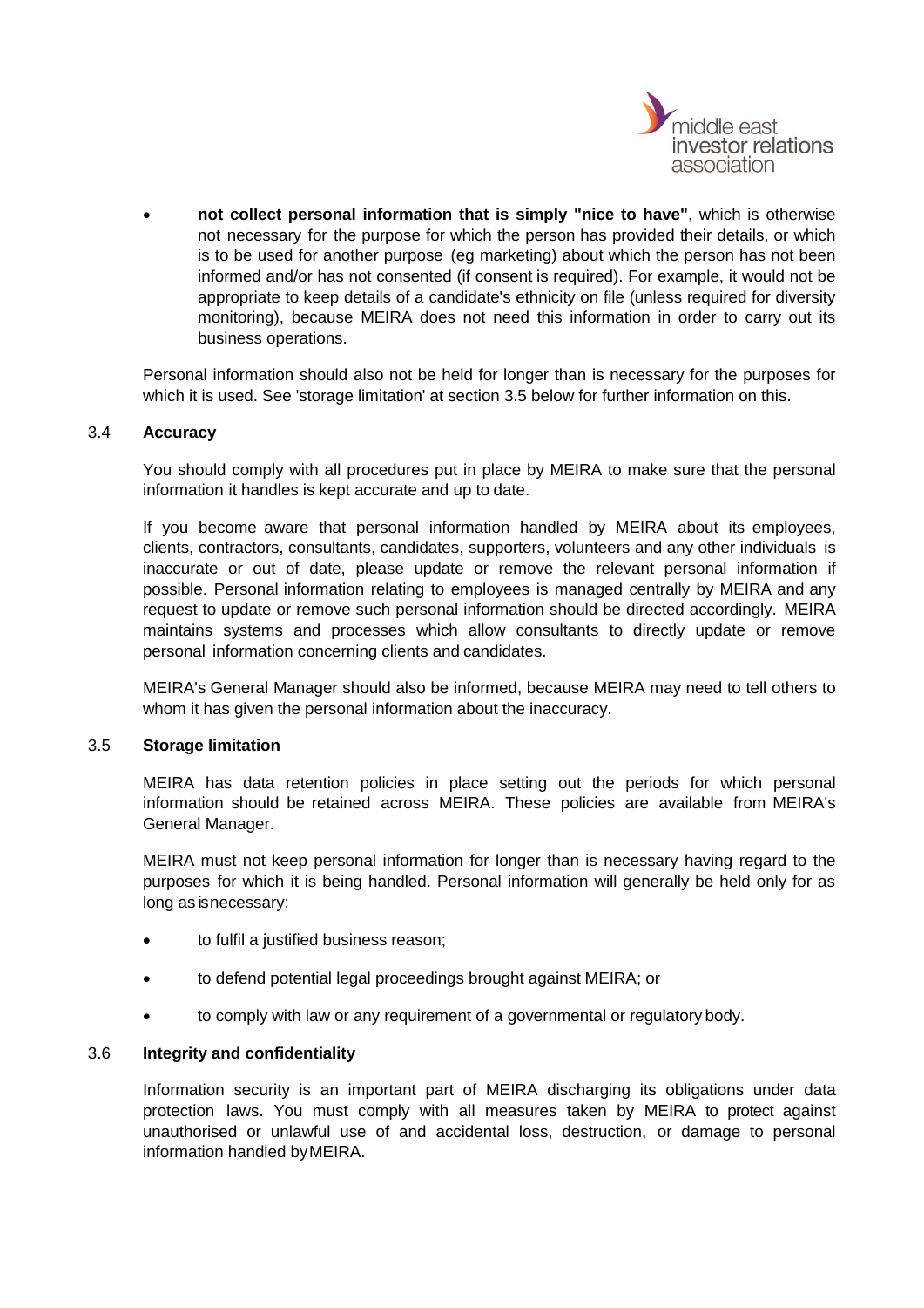- **not collect personal information that is simply "nice to have"**, which is otherwise not necessary for the purpose for which the person has provided their details, or which is to be used for another purpose (eg marketing) about which the person has not been informed and/or has not consented (if consent is required). For example, it would not be appropriate to keep details of a candidate's ethnicity on file (unless required for diversity monitoring), because MEIRA does not need this information in order to carry out its business operations.

Personal information should also not be held for longer than is necessary for the purposes for which it is used. See 'storage limitation' at section 3.5 below for further information on this.

### 3.4 Accuracy

You should comply with all procedures put in place by MEIRA to make sure that the personal information it handles is kept accurate and up to date.

If you become aware that personal information handled by MEIRA about its employees, clients, contractors, consultants, candidates, supporters, volunteers and any other individuals is inaccurate or out of date, please update or remove the relevant personal information if possible. Personal information relating to employees is managed centrally by MEIRA and any request to update or remove such personal information should be directed accordingly. MEIRA maintains systems and processes which allow consultants to directly update or remove personal information concerning clients and candidates.

MEIRA's General Manager should also be informed, because MEIRA may need to tell others to whom it has given the personal information about the inaccuracy.

### 3.5 Storage limitation

MEIRA has data retention policies in place setting out the periods for which personal information should be retained across MEIRA. These policies are available from MEIRA's General Manager.

MEIRA must not keep personal information for longer than is necessary having regard to the purposes for which it is being handled. Personal information will generally be held only for as long as isnecessary:

- to fulfil a justified business reason;
- to defend potential legal proceedings brought against MEIRA; or
- to comply with law or any requirement of a governmental or regulatory body.

### 3.6 Integrity and confidentiality

Information security is an important part of MEIRA discharging its obligations under data protection laws. You must comply with all measures taken by MEIRA to protect against unauthorised or unlawful use of and accidental loss, destruction, or damage to personal information handled byMEIRA.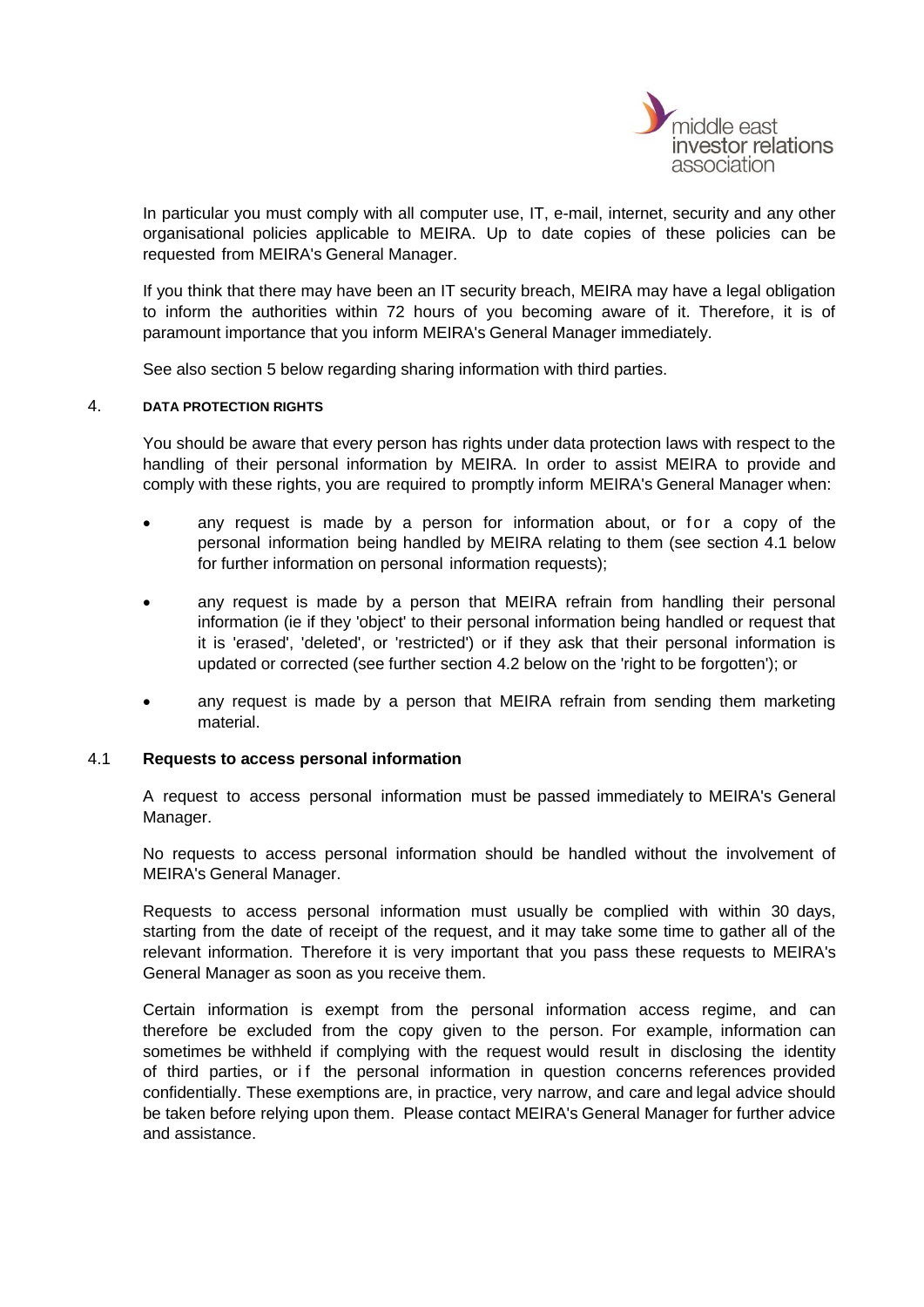In particular you must comply with all computer use, IT, e-mail, internet, security and any other organisational policies applicable to MEIRA. Up to date copies of these policies can be requested from MEIRA's General Manager.

If you think that there may have been an IT security breach, MEIRA may have a legal obligation to inform the authorities within 72 hours of you becoming aware of it. Therefore, it is of paramount importance that you inform MEIRA's General Manager immediately.

See also section 5 below regarding sharing information with third parties.

## 4. DATA PROTECTION RIGHTS

You should be aware that every person has rights under data protection laws with respect to the handling of their personal information by MEIRA. In order to assist MEIRA to provide and comply with these rights, you are required to promptly inform MEIRA's General Manager when:

- any request is made by a person for information about, or for a copy of the personal information being handled by MEIRA relating to them (see section 4.1 below for further information on personal information requests);
- any request is made by a person that MEIRA refrain from handling their personal information (ie if they 'object' to their personal information being handled or request that it is 'erased', 'deleted', or 'restricted') or if they ask that their personal information is updated or corrected (see further section 4.2 below on the 'right to be forgotten'); or
- any request is made by a person that MEIRA refrain from sending them marketing material.

### 4.1 Requests to access personal information

A request to access personal information must be passed immediately to MEIRA's General Manager.

No requests to access personal information should be handled without the involvement of MEIRA's General Manager.

Requests to access personal information must usually be complied with within 30 days, starting from the date of receipt of the request, and it may take some time to gather all of the relevant information. Therefore it is very important that you pass these requests to MEIRA's General Manager as soon as you receive them.

Certain information is exempt from the personal information access regime, and can therefore be excluded from the copy given to the person. For example, information can sometimes be withheld if complying with the request would result in disclosing the identity of third parties, or if the personal information in question concerns references provided confidentially. These exemptions are, in practice, very narrow, and care and legal advice should be taken before relying upon them. Please contact MEIRA's General Manager for further advice and assistance.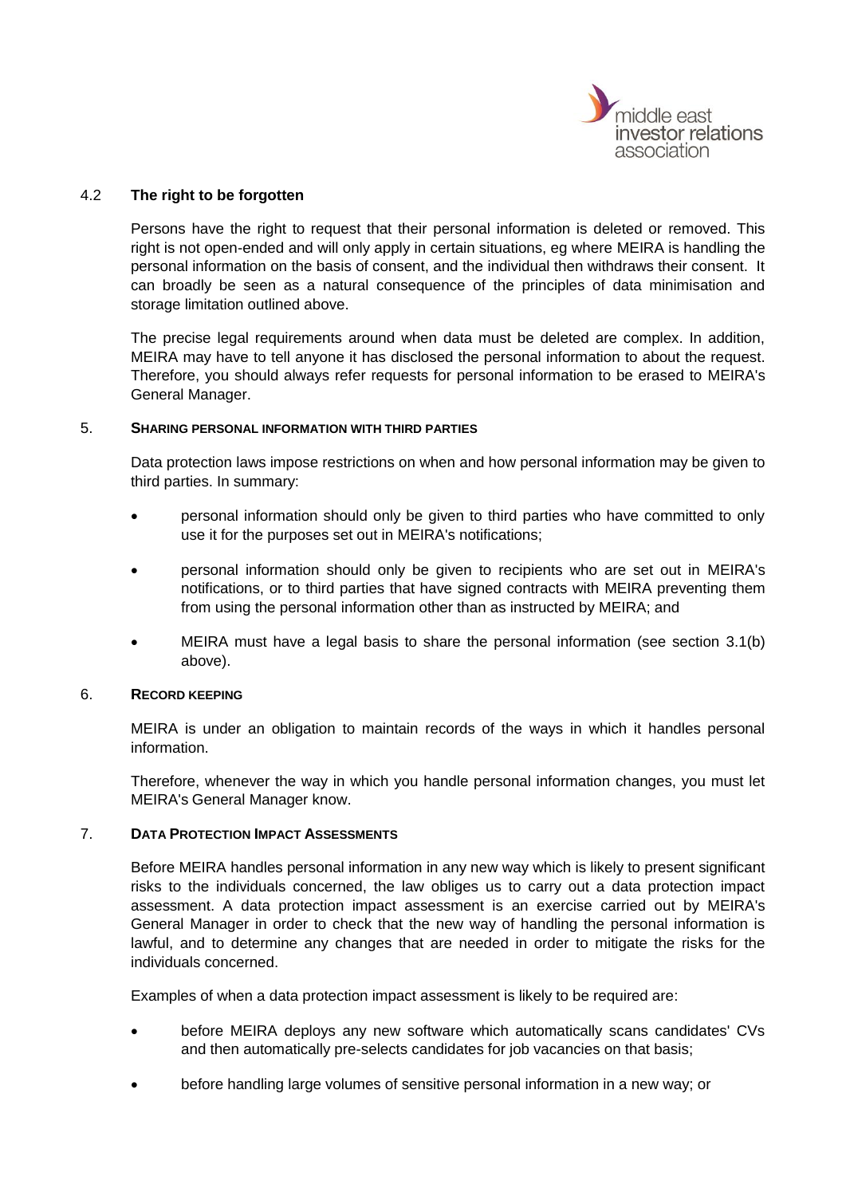### 4.2 The right to be forgotten

Persons have the right to request that their personal information is deleted or removed. This right is not open-ended and will only apply in certain situations, eg where MEIRA is handling the personal information on the basis of consent, and the individual then withdraws their consent. It can broadly be seen as a natural consequence of the principles of data minimisation and storage limitation outlined above.

The precise legal requirements around when data must be deleted are complex. In addition, MEIRA may have to tell anyone it has disclosed the personal information to about the request. Therefore, you should always refer requests for personal information to be erased to MEIRA's General Manager.

## 5. SHARING PERSONAL INFORMATION WITH THIRD PARTIES

Data protection laws impose restrictions on when and how personal information may be given to third parties. In summary:

- personal information should only be given to third parties who have committed to only use it for the purposes set out in MEIRA's notifications;
- personal information should only be given to recipients who are set out in MEIRA's notifications, or to third parties that have signed contracts with MEIRA preventing them from using the personal information other than as instructed by MEIRA; and
- MEIRA must have a legal basis to share the personal information (see section 3.1(b) above).

## 6. RECORD KEEPING

MEIRA is under an obligation to maintain records of the ways in which it handles personal information.

Therefore, whenever the way in which you handle personal information changes, you must let MEIRA's General Manager know.

## 7. DATA PROTECTION IMPACT ASSESSMENTS

Before MEIRA handles personal information in any new way which is likely to present significant risks to the individuals concerned, the law obliges us to carry out a data protection impact assessment. A data protection impact assessment is an exercise carried out by MEIRA's General Manager in order to check that the new way of handling the personal information is lawful, and to determine any changes that are needed in order to mitigate the risks for the individuals concerned.

Examples of when a data protection impact assessment is likely to be required are:

- before MEIRA deploys any new software which automatically scans candidates' CVs and then automatically pre-selects candidates for job vacancies on that basis;
- before handling large volumes of sensitive personal information in a new way; or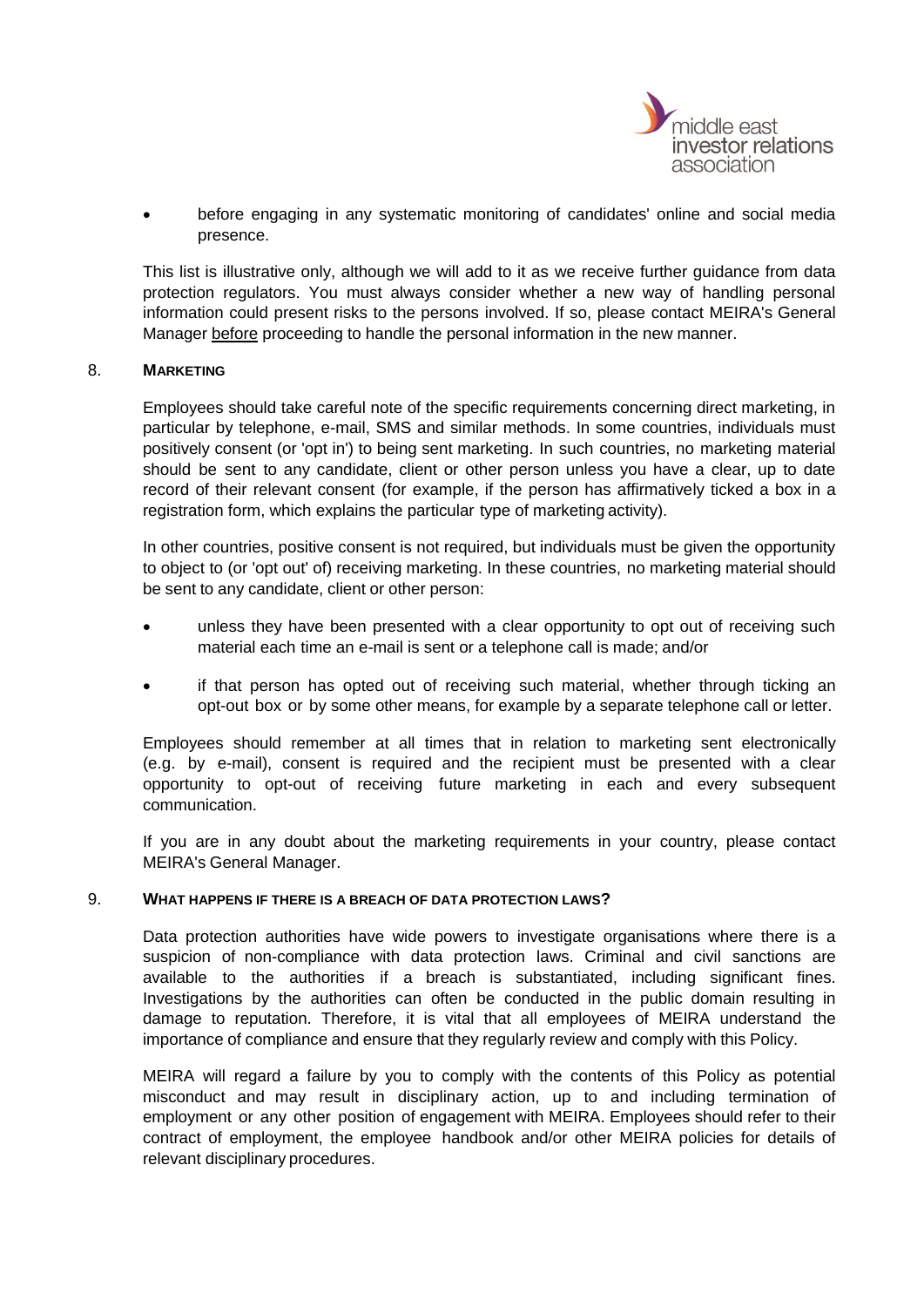- before engaging in any systematic monitoring of candidates' online and social media presence.

This list is illustrative only, although we will add to it as we receive further guidance from data protection regulators. You must always consider whether a new way of handling personal information could present risks to the persons involved. If so, please contact MEIRA's General Manager before proceeding to handle the personal information in the new manner.

## 8. MARKETING

Employees should take careful note of the specific requirements concerning direct marketing, in particular by telephone, e-mail, SMS and similar methods. In some countries, individuals must positively consent (or 'opt in') to being sent marketing. In such countries, no marketing material should be sent to any candidate, client or other person unless you have a clear, up to date record of their relevant consent (for example, if the person has affirmatively ticked a box in a registration form, which explains the particular type of marketing activity).

In other countries, positive consent is not required, but individuals must be given the opportunity to object to (or 'opt out' of) receiving marketing. In these countries, no marketing material should be sent to any candidate, client or other person:

- unless they have been presented with a clear opportunity to opt out of receiving such material each time an e-mail is sent or a telephone call is made; and/or
- if that person has opted out of receiving such material, whether through ticking an opt-out box or by some other means, for example by a separate telephone call or letter.

Employees should remember at all times that in relation to marketing sent electronically (e.g. by e-mail), consent is required and the recipient must be presented with a clear opportunity to opt-out of receiving future marketing in each and every subsequent communication.

If you are in any doubt about the marketing requirements in your country, please contact MEIRA's General Manager.

## 9. WHAT HAPPENS IF THERE IS A BREACH OF DATA PROTECTION LAWS?

Data protection authorities have wide powers to investigate organisations where there is a suspicion of non-compliance with data protection laws. Criminal and civil sanctions are available to the authorities if a breach is substantiated, including significant fines. Investigations by the authorities can often be conducted in the public domain resulting in damage to reputation. Therefore, it is vital that all employees of MEIRA understand the importance of compliance and ensure that they regularly review and comply with this Policy.

MEIRA will regard a failure by you to comply with the contents of this Policy as potential misconduct and may result in disciplinary action, up to and including termination of employment or any other position of engagement with MEIRA. Employees should refer to their contract of employment, the employee handbook and/or other MEIRA policies for details of relevant disciplinary procedures.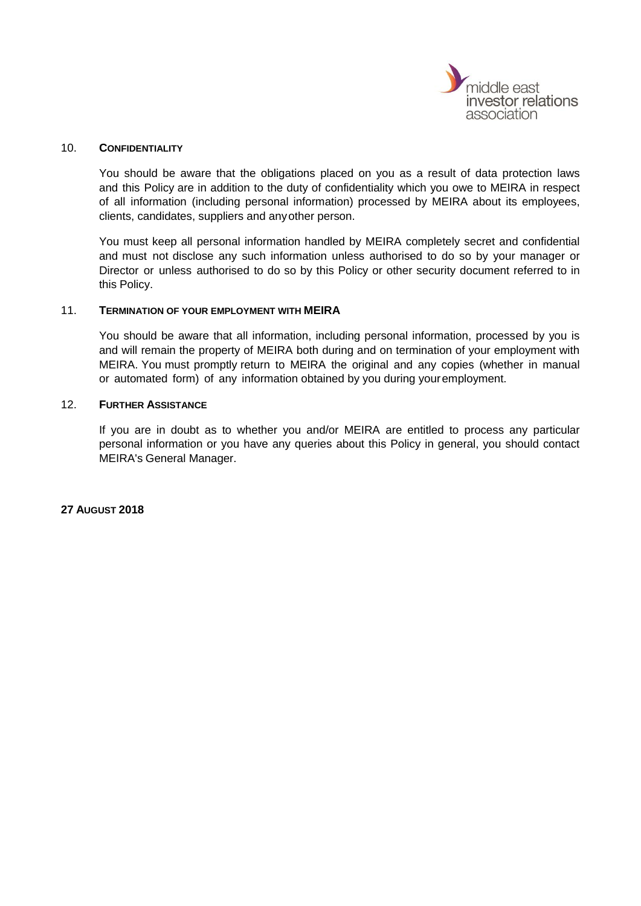## 10. CONFIDENTIALITY

You should be aware that the obligations placed on you as a result of data protection laws and this Policy are in addition to the duty of confidentiality which you owe to MEIRA in respect of all information (including personal information) processed by MEIRA about its employees, clients, candidates, suppliers and any other person.

You must keep all personal information handled by MEIRA completely secret and confidential and must not disclose any such information unless authorised to do so by your manager or Director or unless authorised to do so by this Policy or other security document referred to in this Policy.

## 11. TERMINATION OF YOUR EMPLOYMENT WITH MEIRA

You should be aware that all information, including personal information, processed by you is and will remain the property of MEIRA both during and on termination of your employment with MEIRA. You must promptly return to MEIRA the original and any copies (whether in manual or automated form) of any information obtained by you during your employment.

## 12. FURTHER ASSISTANCE

If you are in doubt as to whether you and/or MEIRA are entitled to process any particular personal information or you have any queries about this Policy in general, you should contact MEIRA's General Manager.

**27 AUGUST 2018**